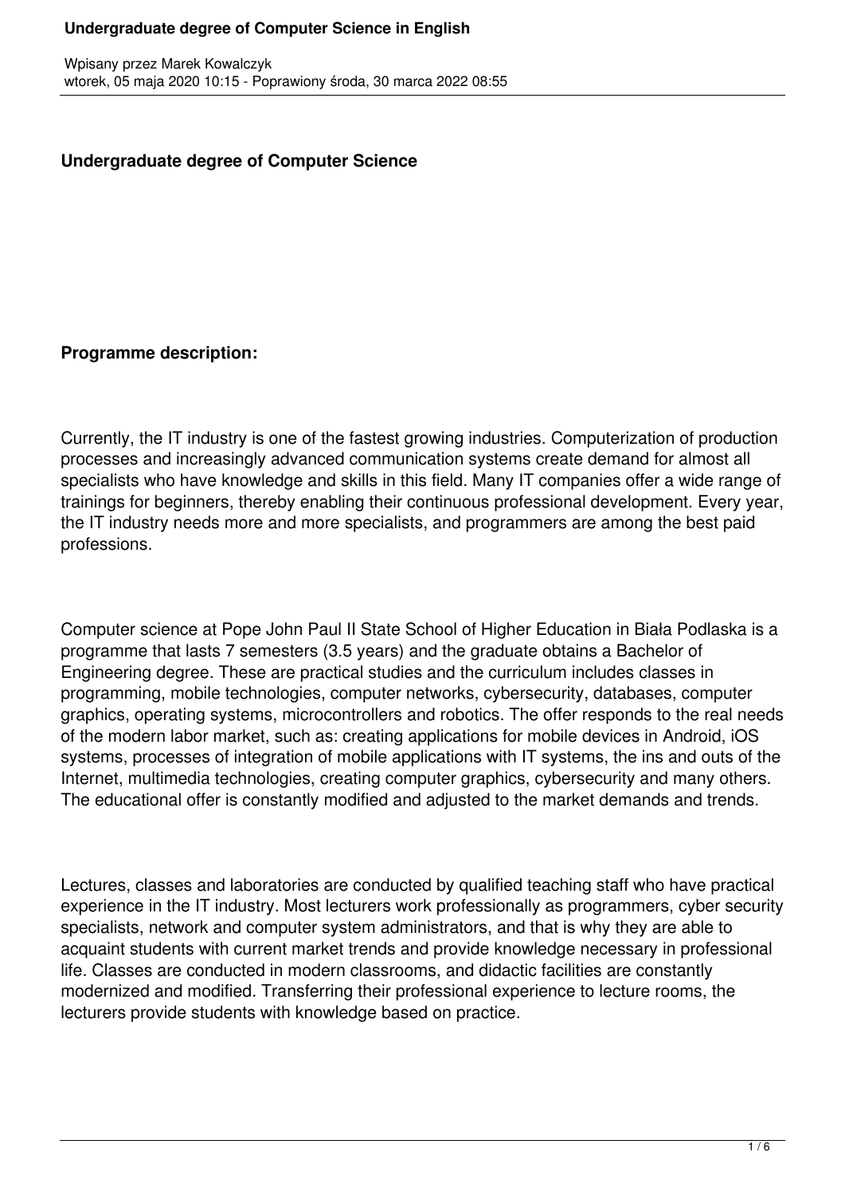## Undergraduate degree of Computer Science

**Programme description:**

Currently, the IT industry is one of the fastest growing industries. Computerization of production processes and increasingly advanced communication systems create demand for almost all specialists who have knowledge and skills in this field. Many IT companies offer a wide range of trainings for beginners, thereby enabling their continuous professional development. Every year, the IT industry needs more and more specialists, and programmers are among the best paid professions.

Computer science at Pope John Paul II State School of Higher Education in Biała Podlaska is a programme that lasts 7 semesters (3.5 years) and the graduate obtains a Bachelor of Engineering degree. These are practical studies and the curriculum includes classes in programming, mobile technologies, computer networks, cybersecurity, databases, computer graphics, operating systems, microcontrollers and robotics. The offer responds to the real needs of the modern labor market, such as: creating applications for mobile devices in Android, iOS systems, processes of integration of mobile applications with IT systems, the ins and outs of the Internet, multimedia technologies, creating computer graphics, cybersecurity and many others. The educational offer is constantly modified and adjusted to the market demands and trends.

Lectures, classes and laboratories are conducted by qualified teaching staff who have practical experience in the IT industry. Most lecturers work professionally as programmers, cyber security specialists, network and computer system administrators, and that is why they are able to acquaint students with current market trends and provide knowledge necessary in professional life. Classes are conducted in modern classrooms, and didactic facilities are constantly modernized and modified. Transferring their professional experience to lecture rooms, the lecturers provide students with knowledge based on practice.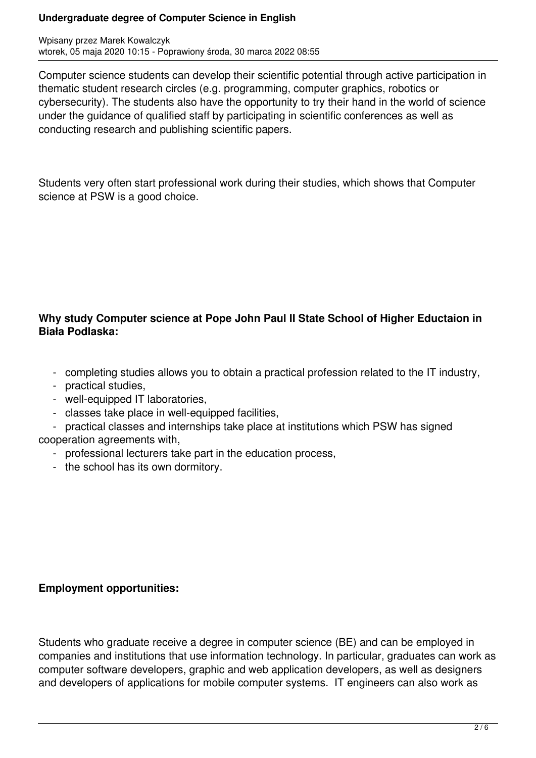Computer science students can develop their scientific potential through active participation in thematic student research circles (e.g. programming, computer graphics, robotics or cybersecurity). The students also have the opportunity to try their hand in the world of science under the guidance of qualified staff by participating in scientific conferences as well as conducting research and publishing scientific papers.

Students very often start professional work during their studies, which shows that Computer science at PSW is a good choice.

**Why study Computer science at Pope John Paul II State School of Higher Eductaion in Biała Podlaska:**

- completing studies allows you to obtain a practical profession related to the IT industry,
- practical studies,
- well-equipped IT laboratories,
- classes take place in well-equipped facilities,
- practical classes and internships take place at institutions which PSW has signed cooperation agreements with,
- professional lecturers take part in the education process,
- the school has its own dormitory.

**Employment opportunities:**

Students who graduate receive a degree in computer science (BE) and can be employed in companies and institutions that use information technology. In particular, graduates can work as computer software developers, graphic and web application developers, as well as designers and developers of applications for mobile computer systems. IT engineers can also work as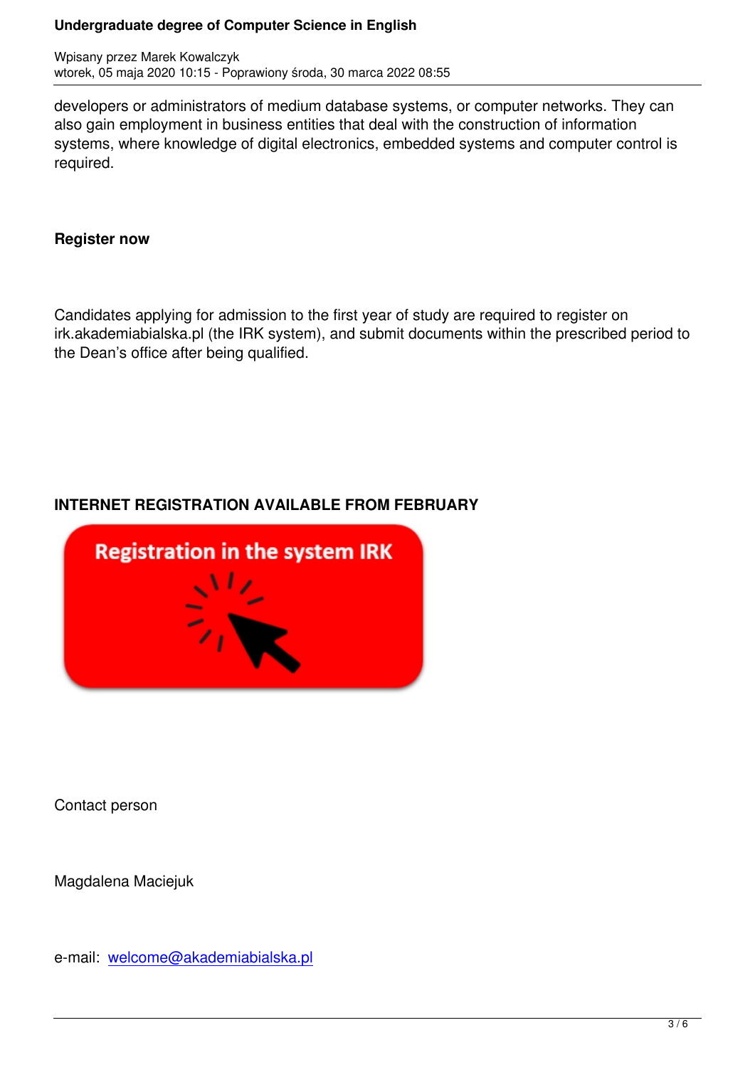developers or administrators of medium database systems, or computer networks. They can also gain employment in business entities that deal with the construction of information systems, where knowledge of digital electronics, embedded systems and computer control is required.

**Register now**

Candidates applying for admission to the first year of study are required to register on irk.akademiabialska.pl (the IRK system), and submit documents within the prescribed period to the Dean's office after being qualified.

**INTERNET REGISTRATION AVAILABLE FROM FEBRUARY**

Registration in the system IRK

Contact person

Magdalena Maciejuk

e-mail: welcome@akademiabialska.pl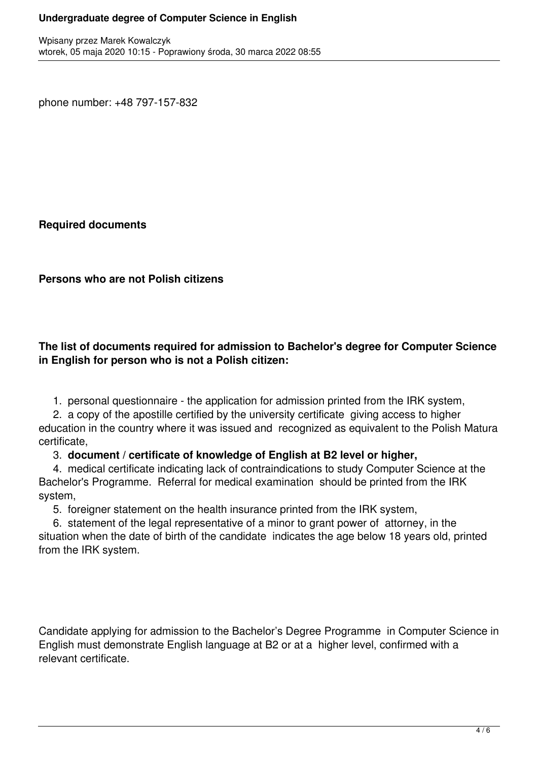phone number: +48 797-157-832

**Required documents**

**Persons who are not Polish citizens**

**The list of documents required for admission to Bachelor's degree for Computer Science in English for person who is not a Polish citizen:**

1. personal questionnaire - the application for admission printed from the IRK system,
2. a copy of the apostille certified by the university certificate giving access to higher education in the country where it was issued and recognized as equivalent to the Polish Matura certificate,
3. **document / certificate of knowledge of English at B2 level or higher,**
4. medical certificate indicating lack of contraindications to study Computer Science at the Bachelor's Programme. Referral for medical examination should be printed from the IRK system,
5. foreigner statement on the health insurance printed from the IRK system,
6. statement of the legal representative of a minor to grant power of attorney, in the situation when the date of birth of the candidate indicates the age below 18 years old, printed from the IRK system.

Candidate applying for admission to the Bachelor's Degree Programme in Computer Science in English must demonstrate English language at B2 or at a higher level, confirmed with a relevant certificate.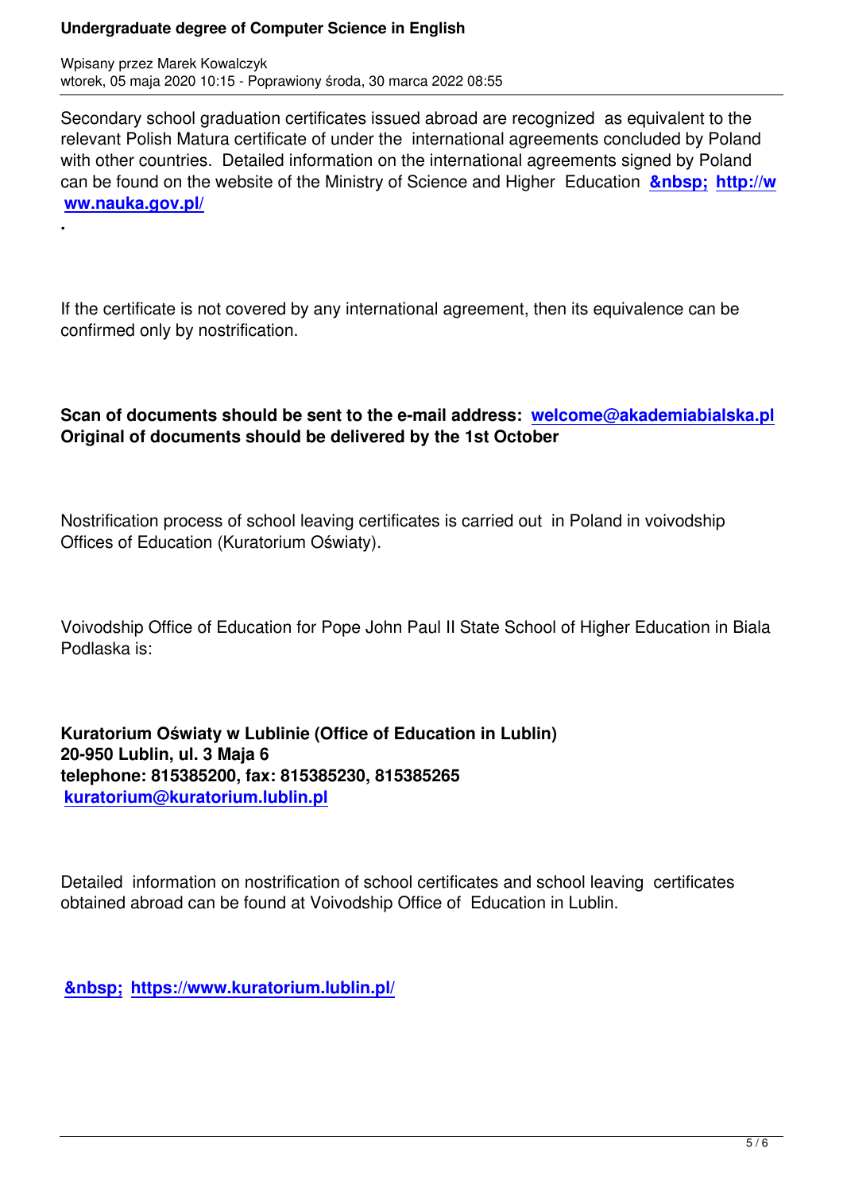Secondary school graduation certificates issued abroad are recognized as equivalent to the relevant Polish Matura certificate of under the international agreements concluded by Poland with other countries. Detailed information on the international agreements signed by Poland can be found on the website of the Ministry of Science and Higher Education **&nbsp; http://www.nauka.gov.pl/**

**.**

If the certificate is not covered by any international agreement, then its equivalence can be confirmed only by nostrification.

**Scan of documents should be sent to the e-mail address: welcome@akademiabialska.pl**
**Original of documents should be delivered by the 1st October**

Nostrification process of school leaving certificates is carried out in Poland in voivodship Offices of Education (Kuratorium Oświaty).

Voivodship Office of Education for Pope John Paul II State School of Higher Education in Biala Podlaska is:

**Kuratorium Oświaty w Lublinie (Office of Education in Lublin)**
**20-950 Lublin, ul. 3 Maja 6**
**telephone: 815385200, fax: 815385230, 815385265**
**kuratorium@kuratorium.lublin.pl**

Detailed information on nostrification of school certificates and school leaving certificates obtained abroad can be found at Voivodship Office of Education in Lublin.

**&nbsp; https://www.kuratorium.lublin.pl/**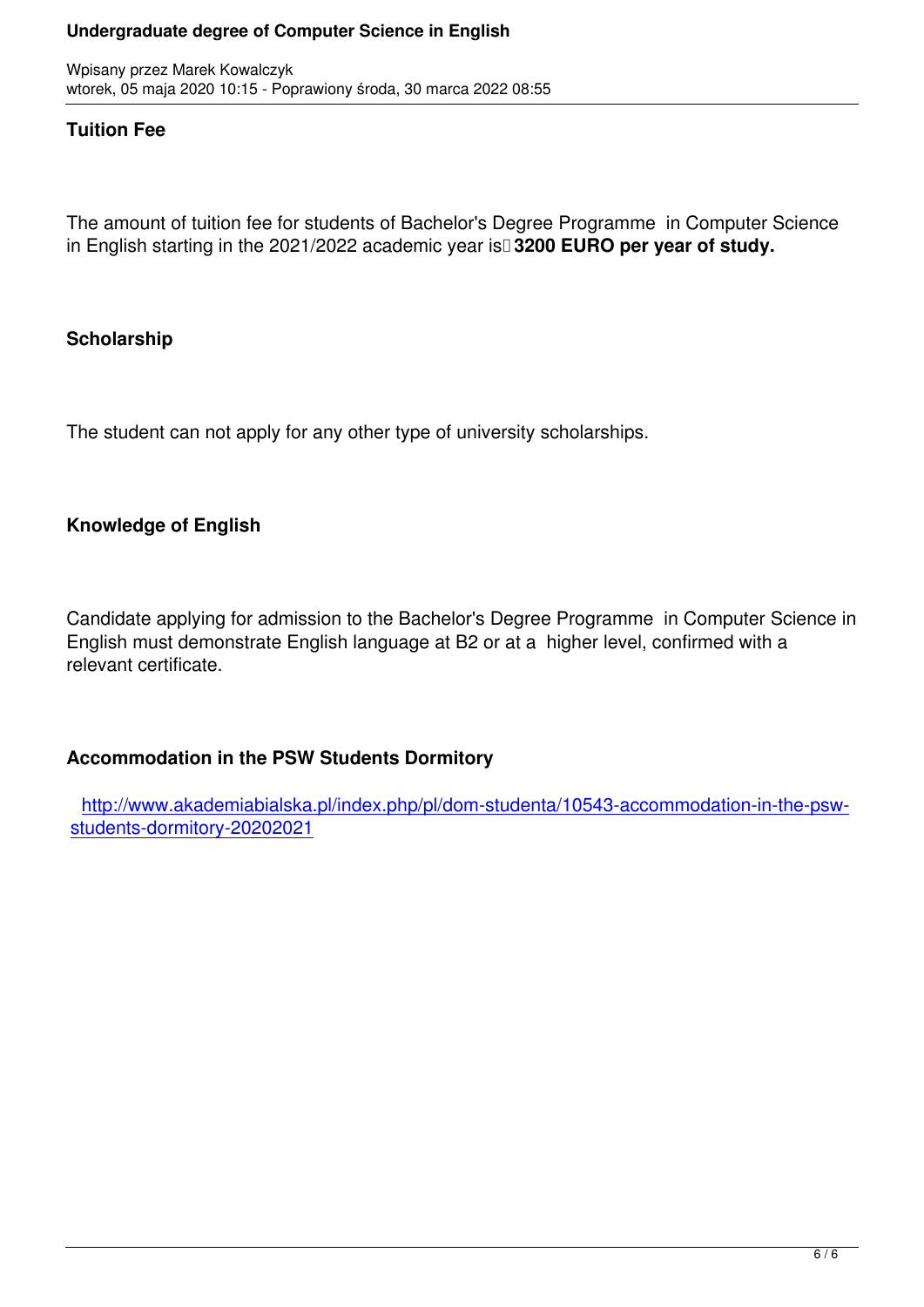### Tuition Fee

The amount of tuition fee for students of Bachelor's Degree Programme in Computer Science in English starting in the 2021/2022 academic year is **3200 EURO per year of study.**

### Scholarship

The student can not apply for any other type of university scholarships.

### Knowledge of English

Candidate applying for admission to the Bachelor's Degree Programme in Computer Science in English must demonstrate English language at B2 or at a higher level, confirmed with a relevant certificate.

### Accommodation in the PSW Students Dormitory

[http://www.akademiabialska.pl/index.php/pl/dom-studenta/10543-accommodation-in-the-psw-students-dormitory-20202021](http://www.akademiabialska.pl/index.php/pl/dom-studenta/10543-accommodation-in-the-psw-students-dormitory-20202021)